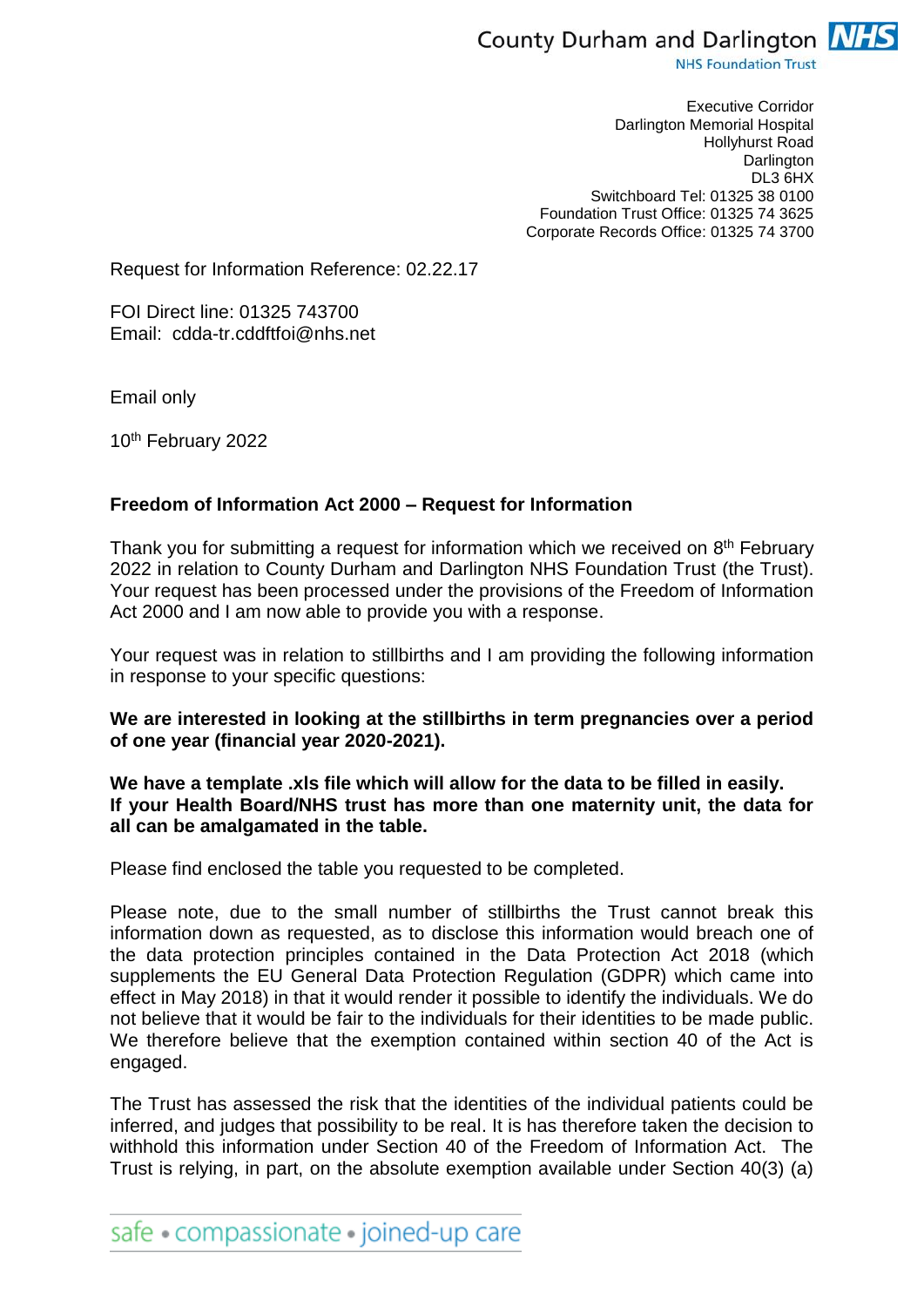County Durham and Darlington **NHS**
NHS Foundation Trust

Executive Corridor
Darlington Memorial Hospital
Hollyhurst Road
Darlington
DL3 6HX
Switchboard Tel: 01325 38 0100
Foundation Trust Office: 01325 74 3625
Corporate Records Office: 01325 74 3700

Request for Information Reference: 02.22.17

FOI Direct line: 01325 743700
Email: cdda-tr.cddftfoi@nhs.net

Email only

10th February 2022

**Freedom of Information Act 2000 – Request for Information**

Thank you for submitting a request for information which we received on 8th February 2022 in relation to County Durham and Darlington NHS Foundation Trust (the Trust). Your request has been processed under the provisions of the Freedom of Information Act 2000 and I am now able to provide you with a response.

Your request was in relation to stillbirths and I am providing the following information in response to your specific questions:

**We are interested in looking at the stillbirths in term pregnancies over a period of one year (financial year 2020-2021).**

**We have a template .xls file which will allow for the data to be filled in easily. If your Health Board/NHS trust has more than one maternity unit, the data for all can be amalgamated in the table.**

Please find enclosed the table you requested to be completed.

Please note, due to the small number of stillbirths the Trust cannot break this information down as requested, as to disclose this information would breach one of the data protection principles contained in the Data Protection Act 2018 (which supplements the EU General Data Protection Regulation (GDPR) which came into effect in May 2018) in that it would render it possible to identify the individuals. We do not believe that it would be fair to the individuals for their identities to be made public. We therefore believe that the exemption contained within section 40 of the Act is engaged.

The Trust has assessed the risk that the identities of the individual patients could be inferred, and judges that possibility to be real. It is has therefore taken the decision to withhold this information under Section 40 of the Freedom of Information Act. The Trust is relying, in part, on the absolute exemption available under Section 40(3) (a)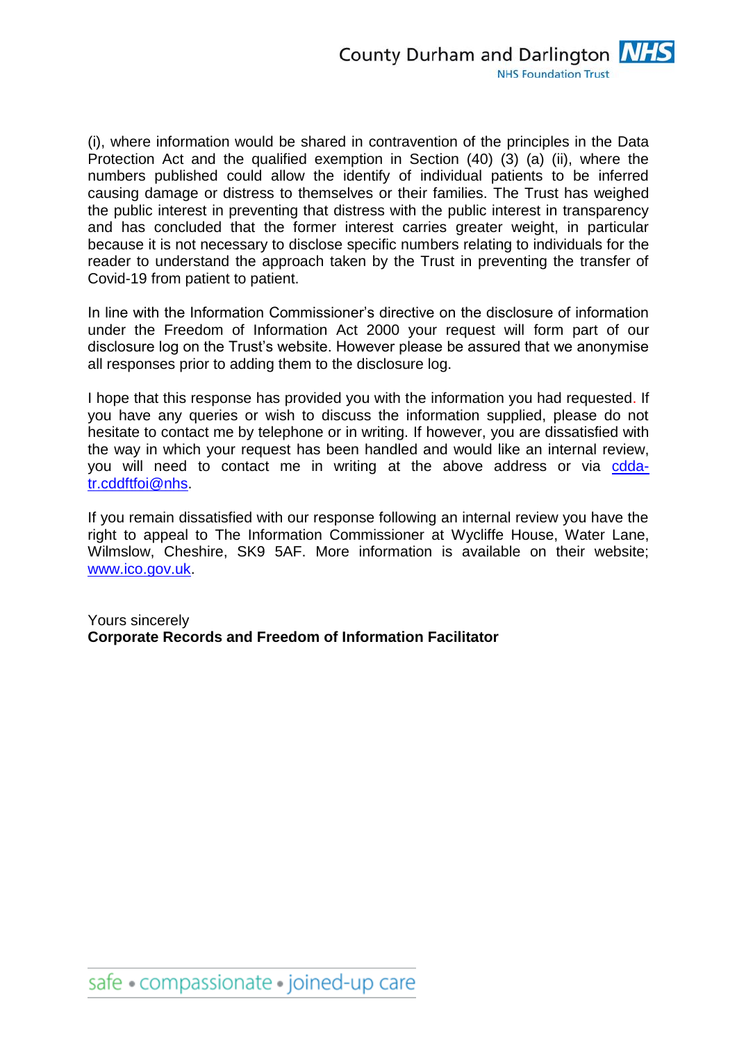(i), where information would be shared in contravention of the principles in the Data Protection Act and the qualified exemption in Section (40) (3) (a) (ii), where the numbers published could allow the identify of individual patients to be inferred causing damage or distress to themselves or their families. The Trust has weighed the public interest in preventing that distress with the public interest in transparency and has concluded that the former interest carries greater weight, in particular because it is not necessary to disclose specific numbers relating to individuals for the reader to understand the approach taken by the Trust in preventing the transfer of Covid-19 from patient to patient.

In line with the Information Commissioner's directive on the disclosure of information under the Freedom of Information Act 2000 your request will form part of our disclosure log on the Trust's website. However please be assured that we anonymise all responses prior to adding them to the disclosure log.

I hope that this response has provided you with the information you had requested. If you have any queries or wish to discuss the information supplied, please do not hesitate to contact me by telephone or in writing. If however, you are dissatisfied with the way in which your request has been handled and would like an internal review, you will need to contact me in writing at the above address or via cdda-tr.cddftfoi@nhs.

If you remain dissatisfied with our response following an internal review you have the right to appeal to The Information Commissioner at Wycliffe House, Water Lane, Wilmslow, Cheshire, SK9 5AF. More information is available on their website; www.ico.gov.uk.

Yours sincerely
**Corporate Records and Freedom of Information Facilitator**